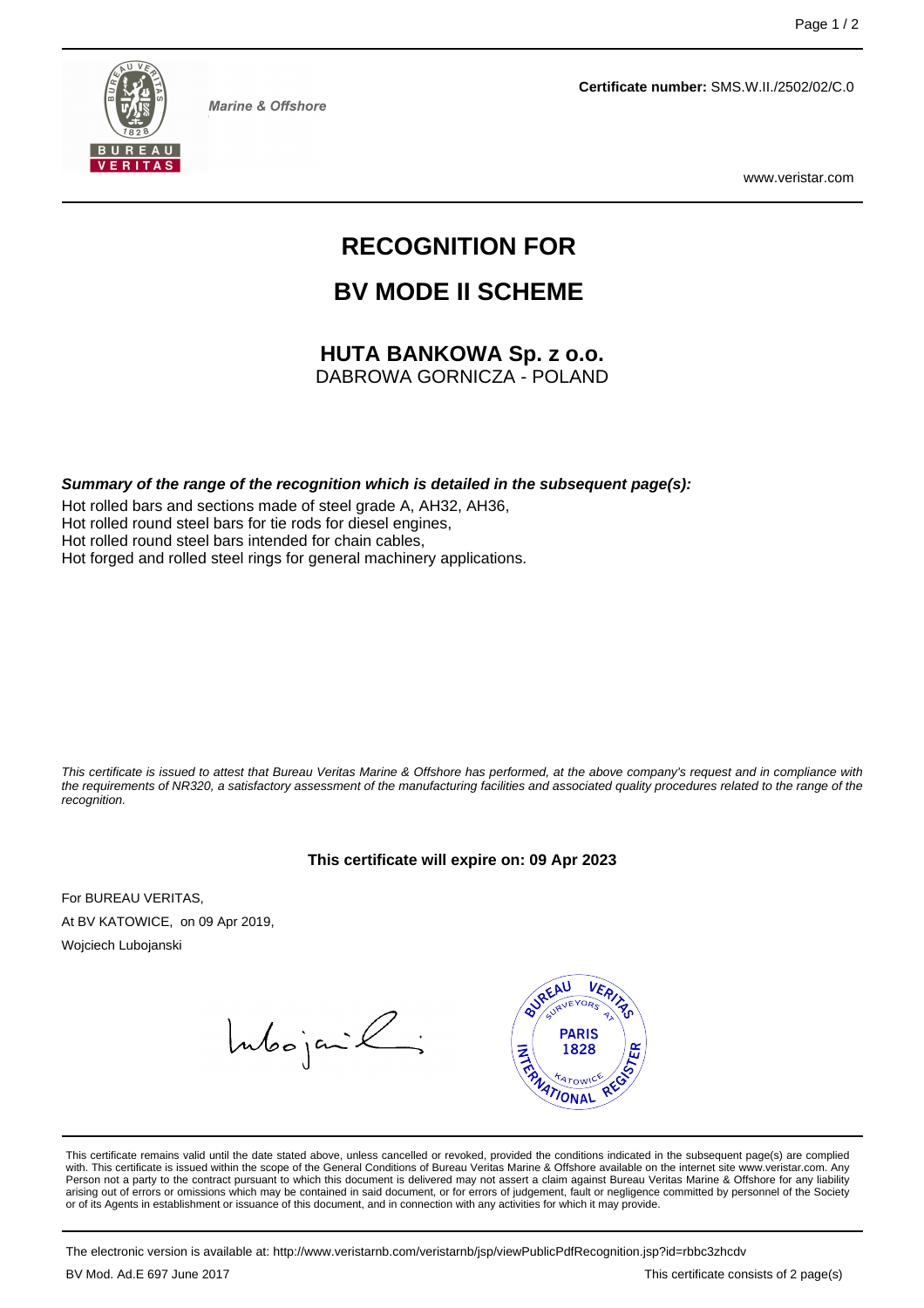Marine & Offshore

**Certificate number:** SMS.W.II./2502/02/C.0

www.veristar.com

# RECOGNITION FOR

# BV MODE II SCHEME

## HUTA BANKOWA Sp. z o.o.

DABROWA GORNICZA - POLAND

***Summary of the range of the recognition which is detailed in the subsequent page(s):***

Hot rolled bars and sections made of steel grade A, AH32, AH36,
Hot rolled round steel bars for tie rods for diesel engines,
Hot rolled round steel bars intended for chain cables,
Hot forged and rolled steel rings for general machinery applications.

*This certificate is issued to attest that Bureau Veritas Marine & Offshore has performed, at the above company's request and in compliance with the requirements of NR320, a satisfactory assessment of the manufacturing facilities and associated quality procedures related to the range of the recognition.*

**This certificate will expire on: 09 Apr 2023**

For BUREAU VERITAS,
At BV KATOWICE, on 09 Apr 2019,
Wojciech Lubojanski

BUREAU VERITAS SURVEYORS AT PARIS 1828 KATOWICE INTERNATIONAL REGISTER

This certificate remains valid until the date stated above, unless cancelled or revoked, provided the conditions indicated in the subsequent page(s) are complied with. This certificate is issued within the scope of the General Conditions of Bureau Veritas Marine & Offshore available on the internet site www.veristar.com. Any Person not a party to the contract pursuant to which this document is delivered may not assert a claim against Bureau Veritas Marine & Offshore for any liability arising out of errors or omissions which may be contained in said document, or for errors of judgement, fault or negligence committed by personnel of the Society or of its Agents in establishment or issuance of this document, and in connection with any activities for which it may provide.

The electronic version is available at: http://www.veristarnb.com/veristarnb/jsp/viewPublicPdfRecognition.jsp?id=rbbc3zhcdv

BV Mod. Ad.E 697 June 2017

This certificate consists of 2 page(s)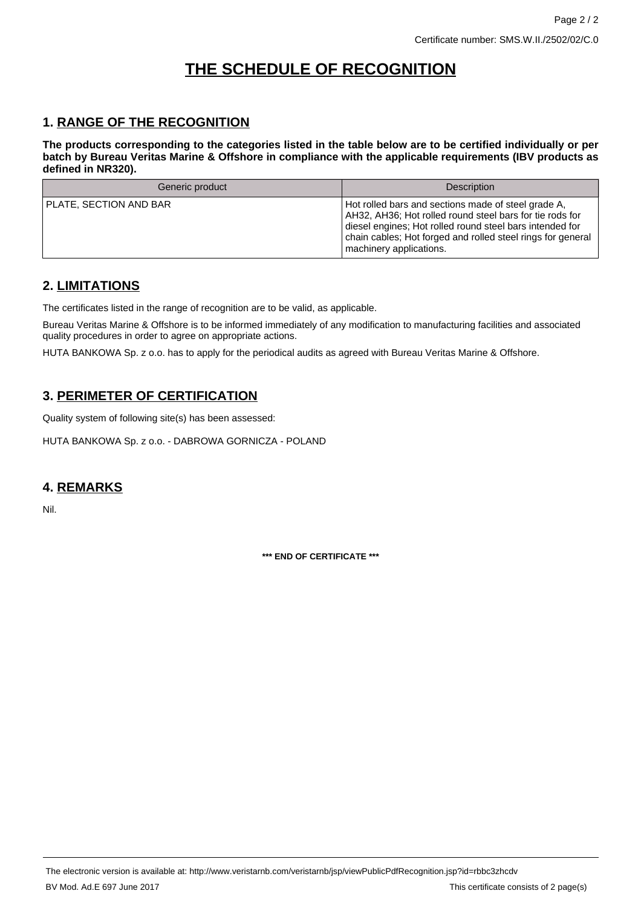Certificate number: SMS.W.II./2502/02/C.0

# THE SCHEDULE OF RECOGNITION

## 1. RANGE OF THE RECOGNITION

**The products corresponding to the categories listed in the table below are to be certified individually or per batch by Bureau Veritas Marine & Offshore in compliance with the applicable requirements (IBV products as defined in NR320).**

| Generic product | Description |
|---|---|
| PLATE, SECTION AND BAR | Hot rolled bars and sections made of steel grade A, AH32, AH36; Hot rolled round steel bars for tie rods for diesel engines; Hot rolled round steel bars intended for chain cables; Hot forged and rolled steel rings for general machinery applications. |

## 2. LIMITATIONS

The certificates listed in the range of recognition are to be valid, as applicable.

Bureau Veritas Marine & Offshore is to be informed immediately of any modification to manufacturing facilities and associated quality procedures in order to agree on appropriate actions.

HUTA BANKOWA Sp. z o.o. has to apply for the periodical audits as agreed with Bureau Veritas Marine & Offshore.

## 3. PERIMETER OF CERTIFICATION

Quality system of following site(s) has been assessed:

HUTA BANKOWA Sp. z o.o. - DABROWA GORNICZA - POLAND

## 4. REMARKS

Nil.

**\*\*\* END OF CERTIFICATE \*\*\***

The electronic version is available at: http://www.veristarnb.com/veristarnb/jsp/viewPublicPdfRecognition.jsp?id=rbbc3zhcdv

BV Mod. Ad.E 697 June 2017

This certificate consists of 2 page(s)